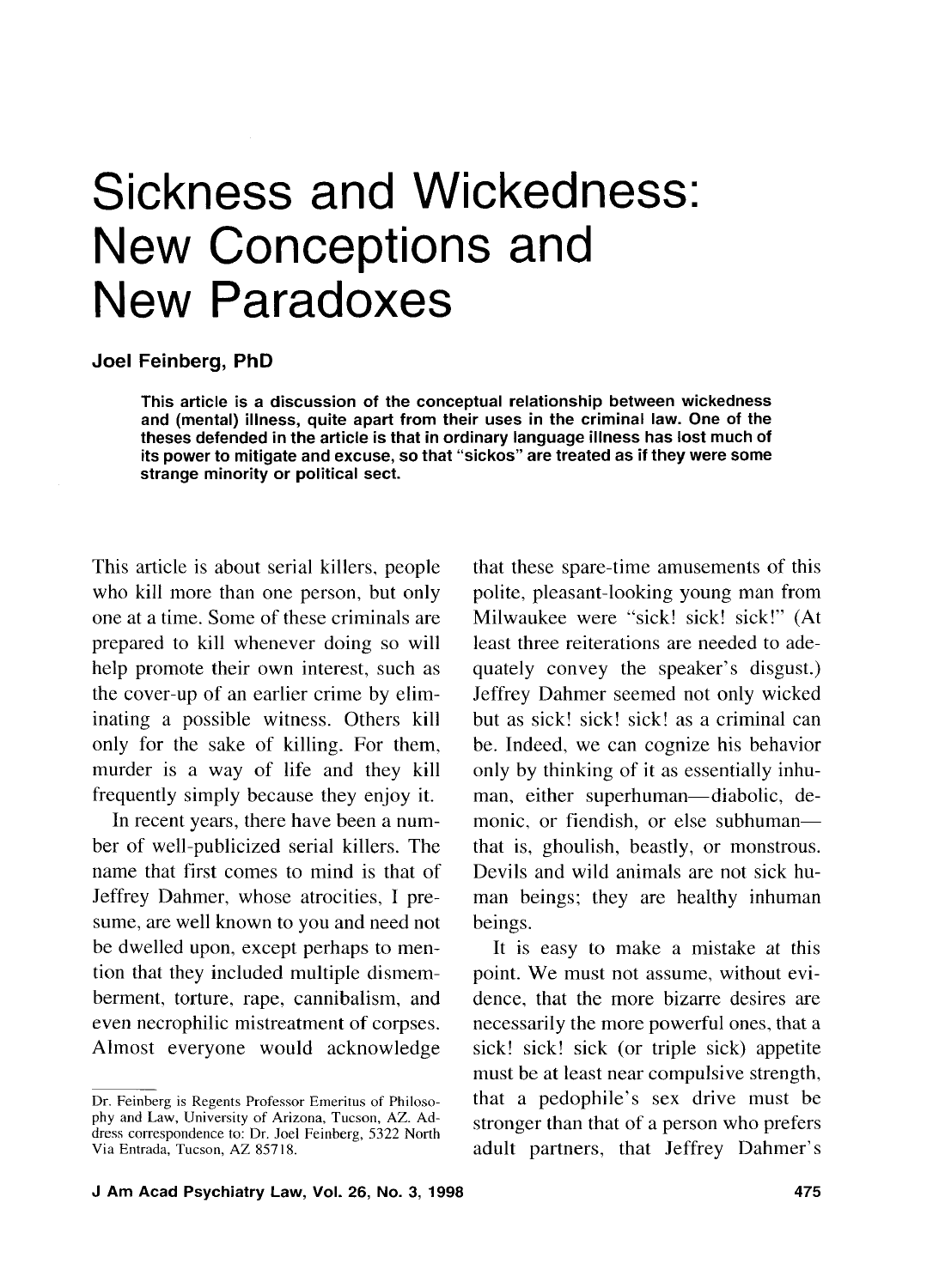# Sickness and Wickedness: New Conceptions and New Paradoxes

**Joel Feinberg, PhD**

**This article is a discussion of the conceptual relationship between wickedness and (mental) illness, quite apart from their uses in the criminal law. One of the theses defended in the article is that in ordinary language illness has lost much of its power to mitigate and excuse, so that "sickos" are treated as if they were some strange minority or political sect.**

This article is about serial killers, people who kill more than one person, but only one at a time. Some of these criminals are prepared to kill whenever doing so will help promote their own interest, such as the cover-up of an earlier crime by eliminating a possible witness. Others kill only for the sake of killing. For them, murder is a way of life and they kill frequently simply because they enjoy it.

In recent years, there have been a number of well-publicized serial killers. The name that first comes to mind is that of Jeffrey Dahmer, whose atrocities, I presume, are well known to you and need not be dwelled upon, except perhaps to mention that they included multiple dismemberment, torture, rape, cannibalism, and even necrophilic mistreatment of corpses. Almost everyone would acknowledge that these spare-time amusements of this polite, pleasant-looking young man from Milwaukee were "sick! sick! sick!" (At least three reiterations are needed to adequately convey the speaker's disgust.) Jeffrey Dahmer seemed not only wicked but as sick! sick! sick! as a criminal can be. Indeed, we can cognize his behavior only by thinking of it as essentially inhuman, either superhuman—diabolic, demonic, or fiendish, or else subhuman—that is, ghoulish, beastly, or monstrous. Devils and wild animals are not sick human beings; they are healthy inhuman beings.

It is easy to make a mistake at this point. We must not assume, without evidence, that the more bizarre desires are necessarily the more powerful ones, that a sick! sick! sick (or triple sick) appetite must be at least near compulsive strength, that a pedophile's sex drive must be stronger than that of a person who prefers adult partners, that Jeffrey Dahmer's

---

Dr. Feinberg is Regents Professor Emeritus of Philosophy and Law, University of Arizona, Tucson, AZ. Address correspondence to: Dr. Joel Feinberg, 5322 North Via Entrada, Tucson, AZ 85718.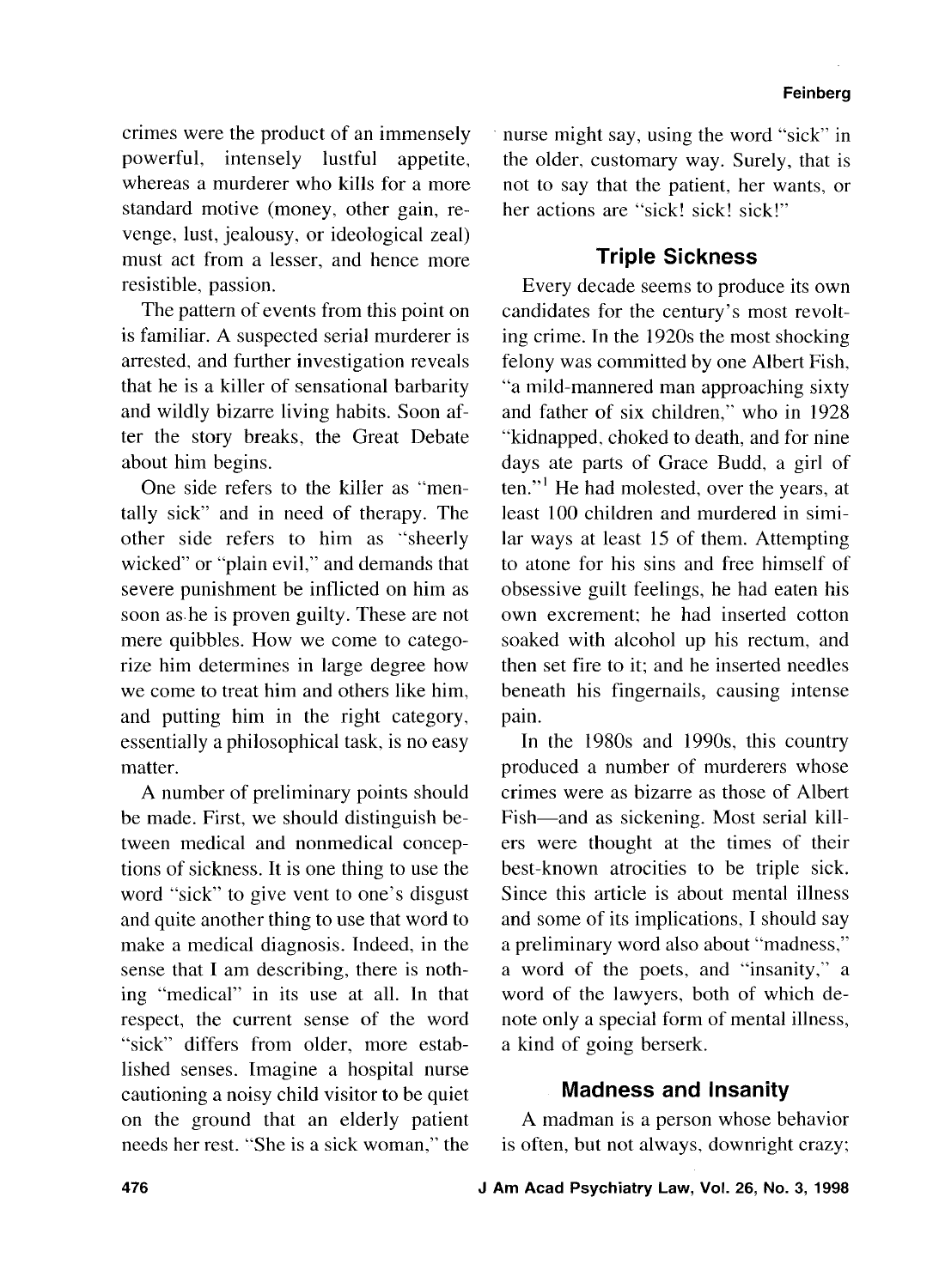crimes were the product of an immensely powerful, intensely lustful appetite, whereas a murderer who kills for a more standard motive (money, other gain, revenge, lust, jealousy, or ideological zeal) must act from a lesser, and hence more resistible, passion.

The pattern of events from this point on is familiar. A suspected serial murderer is arrested, and further investigation reveals that he is a killer of sensational barbarity and wildly bizarre living habits. Soon after the story breaks, the Great Debate about him begins.

One side refers to the killer as "mentally sick" and in need of therapy. The other side refers to him as "sheerly wicked" or "plain evil," and demands that severe punishment be inflicted on him as soon as he is proven guilty. These are not mere quibbles. How we come to categorize him determines in large degree how we come to treat him and others like him, and putting him in the right category, essentially a philosophical task, is no easy matter.

A number of preliminary points should be made. First, we should distinguish between medical and nonmedical conceptions of sickness. It is one thing to use the word "sick" to give vent to one's disgust and quite another thing to use that word to make a medical diagnosis. Indeed, in the sense that I am describing, there is nothing "medical" in its use at all. In that respect, the current sense of the word "sick" differs from older, more established senses. Imagine a hospital nurse cautioning a noisy child visitor to be quiet on the ground that an elderly patient needs her rest. "She is a sick woman," the nurse might say, using the word "sick" in the older, customary way. Surely, that is not to say that the patient, her wants, or her actions are "sick! sick! sick!"

## Triple Sickness

Every decade seems to produce its own candidates for the century's most revolting crime. In the 1920s the most shocking felony was committed by one Albert Fish, "a mild-mannered man approaching sixty and father of six children," who in 1928 "kidnapped, choked to death, and for nine days ate parts of Grace Budd, a girl of ten."[1] He had molested, over the years, at least 100 children and murdered in similar ways at least 15 of them. Attempting to atone for his sins and free himself of obsessive guilt feelings, he had eaten his own excrement; he had inserted cotton soaked with alcohol up his rectum, and then set fire to it; and he inserted needles beneath his fingernails, causing intense pain.

In the 1980s and 1990s, this country produced a number of murderers whose crimes were as bizarre as those of Albert Fish—and as sickening. Most serial killers were thought at the times of their best-known atrocities to be triple sick. Since this article is about mental illness and some of its implications, I should say a preliminary word also about "madness," a word of the poets, and "insanity," a word of the lawyers, both of which denote only a special form of mental illness, a kind of going berserk.

## Madness and Insanity

A madman is a person whose behavior is often, but not always, downright crazy;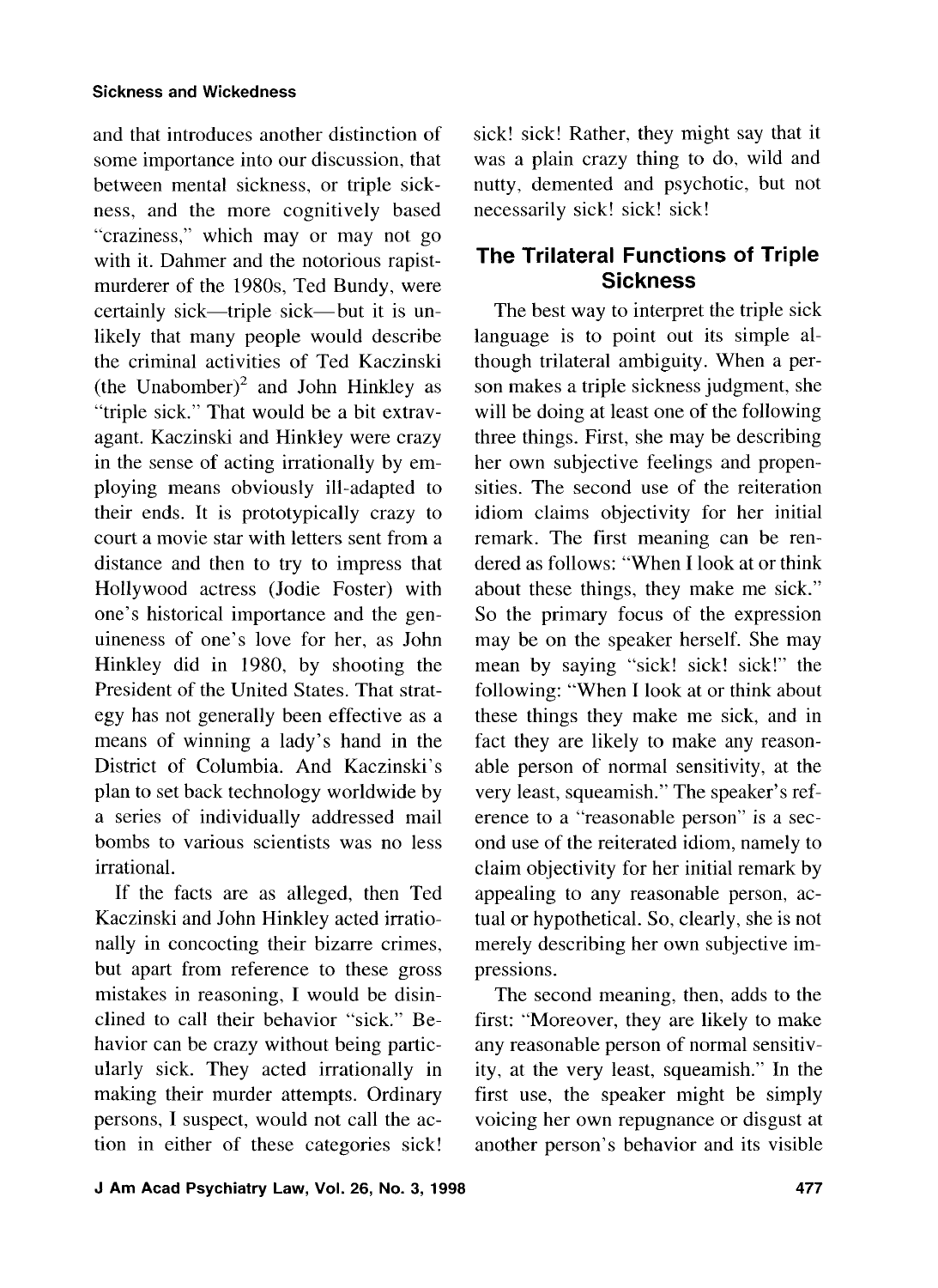and that introduces another distinction of some importance into our discussion, that between mental sickness, or triple sickness, and the more cognitively based "craziness," which may or may not go with it. Dahmer and the notorious rapist-murderer of the 1980s, Ted Bundy, were certainly sick—triple sick—but it is unlikely that many people would describe the criminal activities of Ted Kaczinski (the Unabomber)[2] and John Hinkley as "triple sick." That would be a bit extravagant. Kaczinski and Hinkley were crazy in the sense of acting irrationally by employing means obviously ill-adapted to their ends. It is prototypically crazy to court a movie star with letters sent from a distance and then to try to impress that Hollywood actress (Jodie Foster) with one's historical importance and the genuineness of one's love for her, as John Hinkley did in 1980, by shooting the President of the United States. That strategy has not generally been effective as a means of winning a lady's hand in the District of Columbia. And Kaczinski's plan to set back technology worldwide by a series of individually addressed mail bombs to various scientists was no less irrational.

If the facts are as alleged, then Ted Kaczinski and John Hinkley acted irrationally in concocting their bizarre crimes, but apart from reference to these gross mistakes in reasoning, I would be disinclined to call their behavior "sick." Behavior can be crazy without being particularly sick. They acted irrationally in making their murder attempts. Ordinary persons, I suspect, would not call the action in either of these categories sick! sick! sick! Rather, they might say that it was a plain crazy thing to do, wild and nutty, demented and psychotic, but not necessarily sick! sick! sick!

## The Trilateral Functions of Triple Sickness

The best way to interpret the triple sick language is to point out its simple although trilateral ambiguity. When a person makes a triple sickness judgment, she will be doing at least one of the following three things. First, she may be describing her own subjective feelings and propensities. The second use of the reiteration idiom claims objectivity for her initial remark. The first meaning can be rendered as follows: "When I look at or think about these things, they make me sick." So the primary focus of the expression may be on the speaker herself. She may mean by saying "sick! sick! sick!" the following: "When I look at or think about these things they make me sick, and in fact they are likely to make any reasonable person of normal sensitivity, at the very least, squeamish." The speaker's reference to a "reasonable person" is a second use of the reiterated idiom, namely to claim objectivity for her initial remark by appealing to any reasonable person, actual or hypothetical. So, clearly, she is not merely describing her own subjective impressions.

The second meaning, then, adds to the first: "Moreover, they are likely to make any reasonable person of normal sensitivity, at the very least, squeamish." In the first use, the speaker might be simply voicing her own repugnance or disgust at another person's behavior and its visible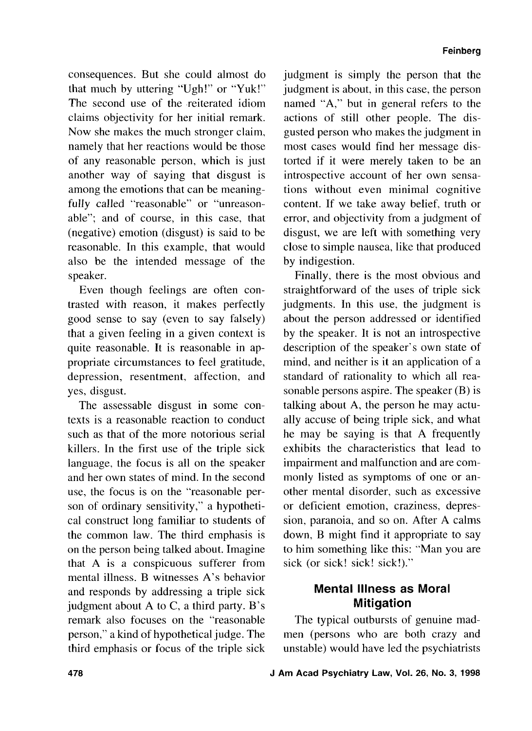consequences. But she could almost do that much by uttering "Ugh!" or "Yuk!" The second use of the reiterated idiom claims objectivity for her initial remark. Now she makes the much stronger claim, namely that her reactions would be those of any reasonable person, which is just another way of saying that disgust is among the emotions that can be meaningfully called "reasonable" or "unreasonable"; and of course, in this case, that (negative) emotion (disgust) is said to be reasonable. In this example, that would also be the intended message of the speaker.

Even though feelings are often contrasted with reason, it makes perfectly good sense to say (even to say falsely) that a given feeling in a given context is quite reasonable. It is reasonable in appropriate circumstances to feel gratitude, depression, resentment, affection, and yes, disgust.

The assessable disgust in some contexts is a reasonable reaction to conduct such as that of the more notorious serial killers. In the first use of the triple sick language, the focus is all on the speaker and her own states of mind. In the second use, the focus is on the "reasonable person of ordinary sensitivity," a hypothetical construct long familiar to students of the common law. The third emphasis is on the person being talked about. Imagine that A is a conspicuous sufferer from mental illness. B witnesses A's behavior and responds by addressing a triple sick judgment about A to C, a third party. B's remark also focuses on the "reasonable person," a kind of hypothetical judge. The third emphasis or focus of the triple sick judgment is simply the person that the judgment is about, in this case, the person named "A," but in general refers to the actions of still other people. The disgusted person who makes the judgment in most cases would find her message distorted if it were merely taken to be an introspective account of her own sensations without even minimal cognitive content. If we take away belief, truth or error, and objectivity from a judgment of disgust, we are left with something very close to simple nausea, like that produced by indigestion.

Finally, there is the most obvious and straightforward of the uses of triple sick judgments. In this use, the judgment is about the person addressed or identified by the speaker. It is not an introspective description of the speaker's own state of mind, and neither is it an application of a standard of rationality to which all reasonable persons aspire. The speaker (B) is talking about A, the person he may actually accuse of being triple sick, and what he may be saying is that A frequently exhibits the characteristics that lead to impairment and malfunction and are commonly listed as symptoms of one or another mental disorder, such as excessive or deficient emotion, craziness, depression, paranoia, and so on. After A calms down, B might find it appropriate to say to him something like this: "Man you are sick (or sick! sick! sick!)."

## Mental Illness as Moral Mitigation

The typical outbursts of genuine madmen (persons who are both crazy and unstable) would have led the psychiatrists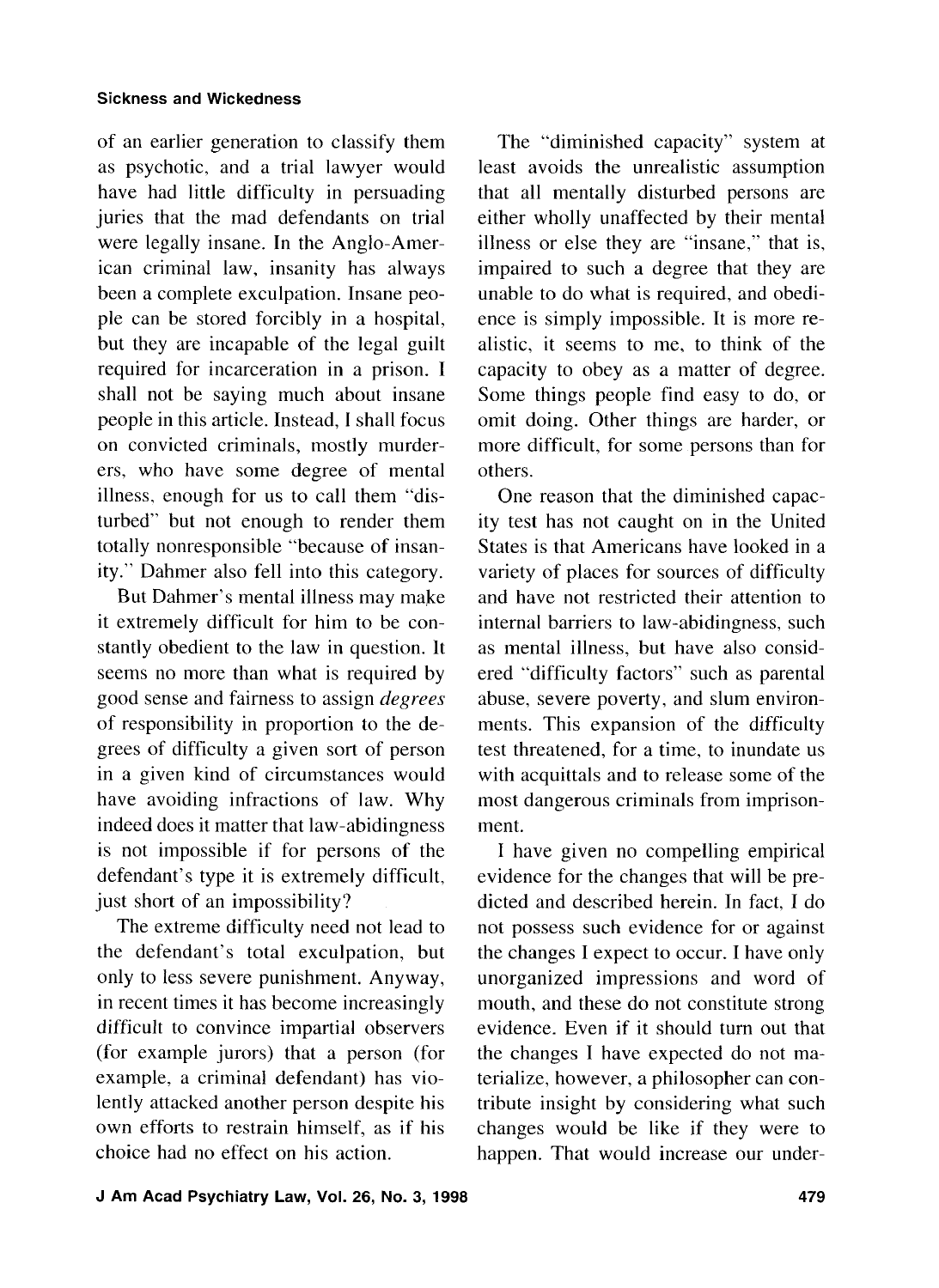of an earlier generation to classify them as psychotic, and a trial lawyer would have had little difficulty in persuading juries that the mad defendants on trial were legally insane. In the Anglo-American criminal law, insanity has always been a complete exculpation. Insane people can be stored forcibly in a hospital, but they are incapable of the legal guilt required for incarceration in a prison. I shall not be saying much about insane people in this article. Instead, I shall focus on convicted criminals, mostly murderers, who have some degree of mental illness, enough for us to call them "disturbed" but not enough to render them totally nonresponsible "because of insanity." Dahmer also fell into this category.

But Dahmer's mental illness may make it extremely difficult for him to be constantly obedient to the law in question. It seems no more than what is required by good sense and fairness to assign *degrees* of responsibility in proportion to the degrees of difficulty a given sort of person in a given kind of circumstances would have avoiding infractions of law. Why indeed does it matter that law-abidingness is not impossible if for persons of the defendant's type it is extremely difficult, just short of an impossibility?

The extreme difficulty need not lead to the defendant's total exculpation, but only to less severe punishment. Anyway, in recent times it has become increasingly difficult to convince impartial observers (for example jurors) that a person (for example, a criminal defendant) has violently attacked another person despite his own efforts to restrain himself, as if his choice had no effect on his action.

The "diminished capacity" system at least avoids the unrealistic assumption that all mentally disturbed persons are either wholly unaffected by their mental illness or else they are "insane," that is, impaired to such a degree that they are unable to do what is required, and obedience is simply impossible. It is more realistic, it seems to me, to think of the capacity to obey as a matter of degree. Some things people find easy to do, or omit doing. Other things are harder, or more difficult, for some persons than for others.

One reason that the diminished capacity test has not caught on in the United States is that Americans have looked in a variety of places for sources of difficulty and have not restricted their attention to internal barriers to law-abidingness, such as mental illness, but have also considered "difficulty factors" such as parental abuse, severe poverty, and slum environments. This expansion of the difficulty test threatened, for a time, to inundate us with acquittals and to release some of the most dangerous criminals from imprisonment.

I have given no compelling empirical evidence for the changes that will be predicted and described herein. In fact, I do not possess such evidence for or against the changes I expect to occur. I have only unorganized impressions and word of mouth, and these do not constitute strong evidence. Even if it should turn out that the changes I have expected do not materialize, however, a philosopher can contribute insight by considering what such changes would be like if they were to happen. That would increase our under-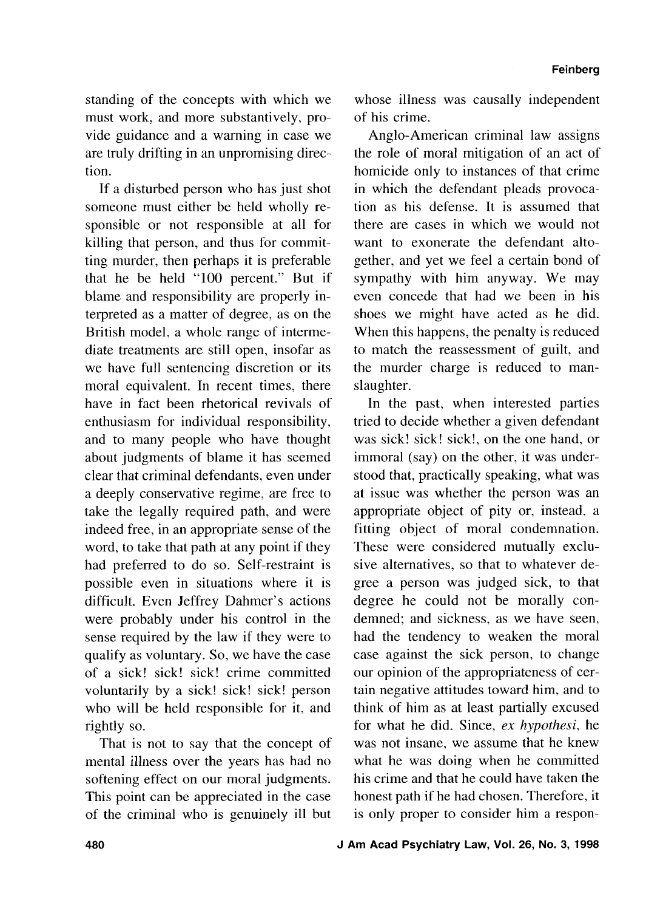standing of the concepts with which we must work, and more substantively, provide guidance and a warning in case we are truly drifting in an unpromising direction.

If a disturbed person who has just shot someone must either be held wholly responsible or not responsible at all for killing that person, and thus for committing murder, then perhaps it is preferable that he be held "100 percent." But if blame and responsibility are properly interpreted as a matter of degree, as on the British model, a whole range of intermediate treatments are still open, insofar as we have full sentencing discretion or its moral equivalent. In recent times, there have in fact been rhetorical revivals of enthusiasm for individual responsibility, and to many people who have thought about judgments of blame it has seemed clear that criminal defendants, even under a deeply conservative regime, are free to take the legally required path, and were indeed free, in an appropriate sense of the word, to take that path at any point if they had preferred to do so. Self-restraint is possible even in situations where it is difficult. Even Jeffrey Dahmer's actions were probably under his control in the sense required by the law if they were to qualify as voluntary. So, we have the case of a sick! sick! sick! crime committed voluntarily by a sick! sick! sick! person who will be held responsible for it, and rightly so.

That is not to say that the concept of mental illness over the years has had no softening effect on our moral judgments. This point can be appreciated in the case of the criminal who is genuinely ill but whose illness was causally independent of his crime.

Anglo-American criminal law assigns the role of moral mitigation of an act of homicide only to instances of that crime in which the defendant pleads provocation as his defense. It is assumed that there are cases in which we would not want to exonerate the defendant altogether, and yet we feel a certain bond of sympathy with him anyway. We may even concede that had we been in his shoes we might have acted as he did. When this happens, the penalty is reduced to match the reassessment of guilt, and the murder charge is reduced to manslaughter.

In the past, when interested parties tried to decide whether a given defendant was sick! sick! sick!, on the one hand, or immoral (say) on the other, it was understood that, practically speaking, what was at issue was whether the person was an appropriate object of pity or, instead, a fitting object of moral condemnation. These were considered mutually exclusive alternatives, so that to whatever degree a person was judged sick, to that degree he could not be morally condemned; and sickness, as we have seen, had the tendency to weaken the moral case against the sick person, to change our opinion of the appropriateness of certain negative attitudes toward him, and to think of him as at least partially excused for what he did. Since, *ex hypothesi*, he was not insane, we assume that he knew what he was doing when he committed his crime and that he could have taken the honest path if he had chosen. Therefore, it is only proper to consider him a respon-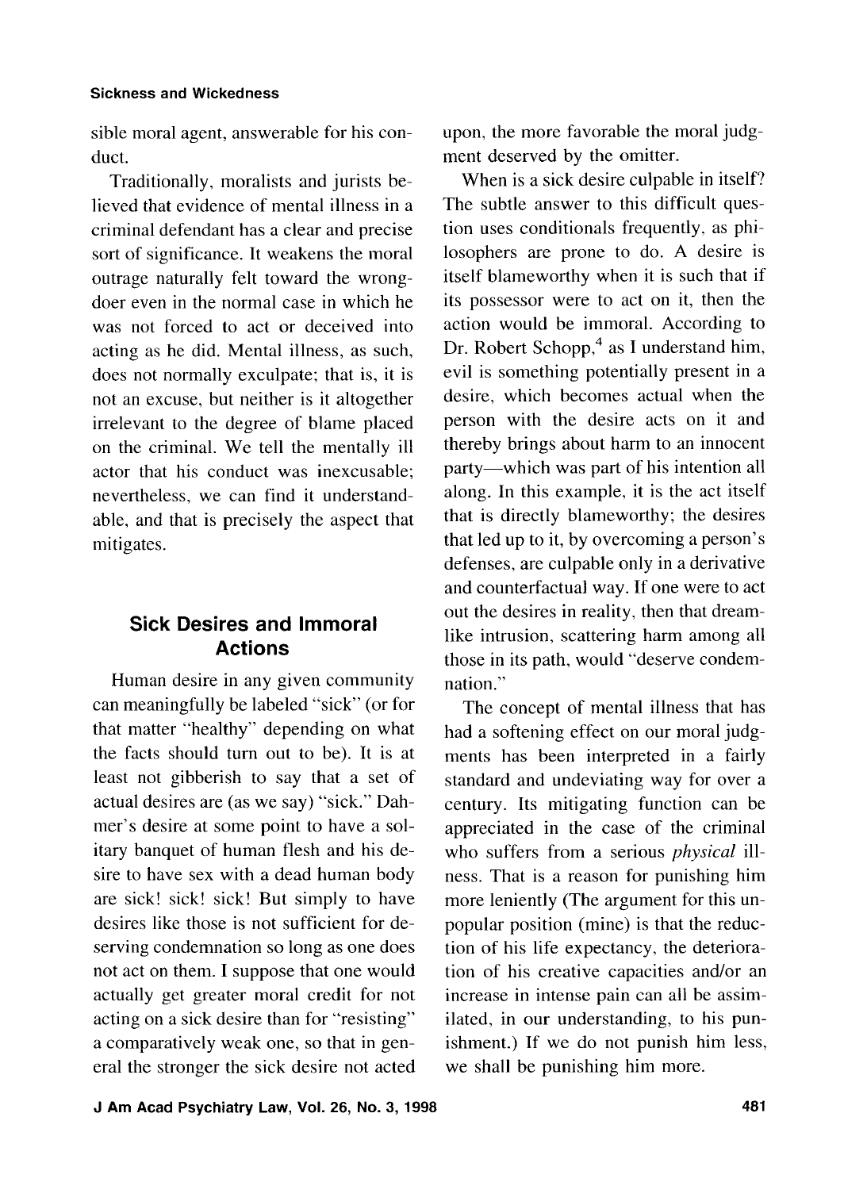sible moral agent, answerable for his conduct.

Traditionally, moralists and jurists believed that evidence of mental illness in a criminal defendant has a clear and precise sort of significance. It weakens the moral outrage naturally felt toward the wrongdoer even in the normal case in which he was not forced to act or deceived into acting as he did. Mental illness, as such, does not normally exculpate; that is, it is not an excuse, but neither is it altogether irrelevant to the degree of blame placed on the criminal. We tell the mentally ill actor that his conduct was inexcusable; nevertheless, we can find it understandable, and that is precisely the aspect that mitigates.

## Sick Desires and Immoral Actions

Human desire in any given community can meaningfully be labeled "sick" (or for that matter "healthy" depending on what the facts should turn out to be). It is at least not gibberish to say that a set of actual desires are (as we say) "sick." Dahmer's desire at some point to have a solitary banquet of human flesh and his desire to have sex with a dead human body are sick! sick! sick! But simply to have desires like those is not sufficient for deserving condemnation so long as one does not act on them. I suppose that one would actually get greater moral credit for not acting on a sick desire than for "resisting" a comparatively weak one, so that in general the stronger the sick desire not acted upon, the more favorable the moral judgment deserved by the omitter.

When is a sick desire culpable in itself? The subtle answer to this difficult question uses conditionals frequently, as philosophers are prone to do. A desire is itself blameworthy when it is such that if its possessor were to act on it, then the action would be immoral. According to Dr. Robert Schopp,[4] as I understand him, evil is something potentially present in a desire, which becomes actual when the person with the desire acts on it and thereby brings about harm to an innocent party—which was part of his intention all along. In this example, it is the act itself that is directly blameworthy; the desires that led up to it, by overcoming a person's defenses, are culpable only in a derivative and counterfactual way. If one were to act out the desires in reality, then that dreamlike intrusion, scattering harm among all those in its path, would "deserve condemnation."

The concept of mental illness that has had a softening effect on our moral judgments has been interpreted in a fairly standard and undeviating way for over a century. Its mitigating function can be appreciated in the case of the criminal who suffers from a serious *physical* illness. That is a reason for punishing him more leniently (The argument for this unpopular position (mine) is that the reduction of his life expectancy, the deterioration of his creative capacities and/or an increase in intense pain can all be assimilated, in our understanding, to his punishment.) If we do not punish him less, we shall be punishing him more.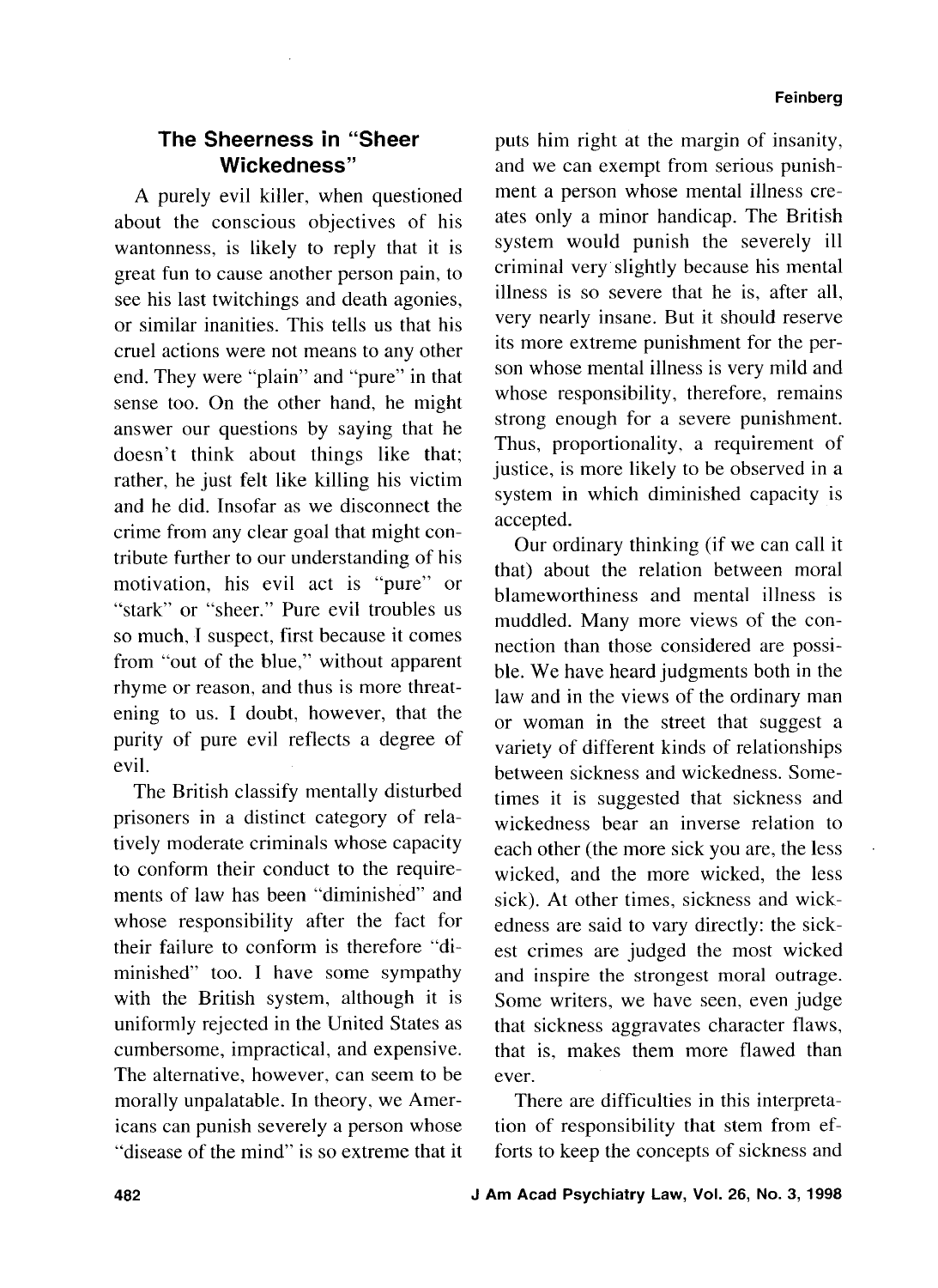### The Sheerness in "Sheer Wickedness"

A purely evil killer, when questioned about the conscious objectives of his wantonness, is likely to reply that it is great fun to cause another person pain, to see his last twitchings and death agonies, or similar inanities. This tells us that his cruel actions were not means to any other end. They were "plain" and "pure" in that sense too. On the other hand, he might answer our questions by saying that he doesn't think about things like that; rather, he just felt like killing his victim and he did. Insofar as we disconnect the crime from any clear goal that might contribute further to our understanding of his motivation, his evil act is "pure" or "stark" or "sheer." Pure evil troubles us so much, I suspect, first because it comes from "out of the blue," without apparent rhyme or reason, and thus is more threatening to us. I doubt, however, that the purity of pure evil reflects a degree of evil.

The British classify mentally disturbed prisoners in a distinct category of relatively moderate criminals whose capacity to conform their conduct to the requirements of law has been "diminished" and whose responsibility after the fact for their failure to conform is therefore "diminished" too. I have some sympathy with the British system, although it is uniformly rejected in the United States as cumbersome, impractical, and expensive. The alternative, however, can seem to be morally unpalatable. In theory, we Americans can punish severely a person whose "disease of the mind" is so extreme that it puts him right at the margin of insanity, and we can exempt from serious punishment a person whose mental illness creates only a minor handicap. The British system would punish the severely ill criminal very slightly because his mental illness is so severe that he is, after all, very nearly insane. But it should reserve its more extreme punishment for the person whose mental illness is very mild and whose responsibility, therefore, remains strong enough for a severe punishment. Thus, proportionality, a requirement of justice, is more likely to be observed in a system in which diminished capacity is accepted.

Our ordinary thinking (if we can call it that) about the relation between moral blameworthiness and mental illness is muddled. Many more views of the connection than those considered are possible. We have heard judgments both in the law and in the views of the ordinary man or woman in the street that suggest a variety of different kinds of relationships between sickness and wickedness. Sometimes it is suggested that sickness and wickedness bear an inverse relation to each other (the more sick you are, the less wicked, and the more wicked, the less sick). At other times, sickness and wickedness are said to vary directly: the sickest crimes are judged the most wicked and inspire the strongest moral outrage. Some writers, we have seen, even judge that sickness aggravates character flaws, that is, makes them more flawed than ever.

There are difficulties in this interpretation of responsibility that stem from efforts to keep the concepts of sickness and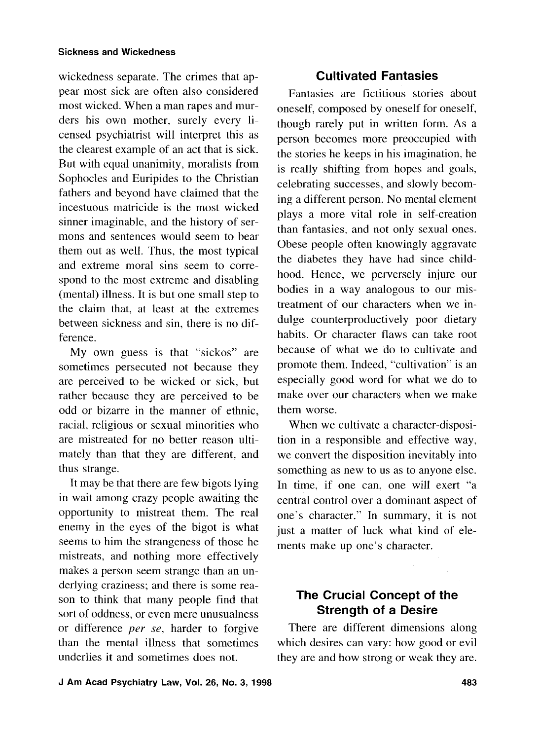wickedness separate. The crimes that appear most sick are often also considered most wicked. When a man rapes and murders his own mother, surely every licensed psychiatrist will interpret this as the clearest example of an act that is sick. But with equal unanimity, moralists from Sophocles and Euripides to the Christian fathers and beyond have claimed that the incestuous matricide is the most wicked sinner imaginable, and the history of sermons and sentences would seem to bear them out as well. Thus, the most typical and extreme moral sins seem to correspond to the most extreme and disabling (mental) illness. It is but one small step to the claim that, at least at the extremes between sickness and sin, there is no difference.

My own guess is that "sickos" are sometimes persecuted not because they are perceived to be wicked or sick, but rather because they are perceived to be odd or bizarre in the manner of ethnic, racial, religious or sexual minorities who are mistreated for no better reason ultimately than that they are different, and thus strange.

It may be that there are few bigots lying in wait among crazy people awaiting the opportunity to mistreat them. The real enemy in the eyes of the bigot is what seems to him the strangeness of those he mistreats, and nothing more effectively makes a person seem strange than an underlying craziness; and there is some reason to think that many people find that sort of oddness, or even mere unusualness or difference *per se*, harder to forgive than the mental illness that sometimes underlies it and sometimes does not.

## Cultivated Fantasies

Fantasies are fictitious stories about oneself, composed by oneself for oneself, though rarely put in written form. As a person becomes more preoccupied with the stories he keeps in his imagination, he is really shifting from hopes and goals, celebrating successes, and slowly becoming a different person. No mental element plays a more vital role in self-creation than fantasies, and not only sexual ones. Obese people often knowingly aggravate the diabetes they have had since childhood. Hence, we perversely injure our bodies in a way analogous to our mistreatment of our characters when we indulge counterproductively poor dietary habits. Or character flaws can take root because of what we do to cultivate and promote them. Indeed, "cultivation" is an especially good word for what we do to make over our characters when we make them worse.

When we cultivate a character-disposition in a responsible and effective way, we convert the disposition inevitably into something as new to us as to anyone else. In time, if one can, one will exert "a central control over a dominant aspect of one's character." In summary, it is not just a matter of luck what kind of elements make up one's character.

## The Crucial Concept of the Strength of a Desire

There are different dimensions along which desires can vary: how good or evil they are and how strong or weak they are.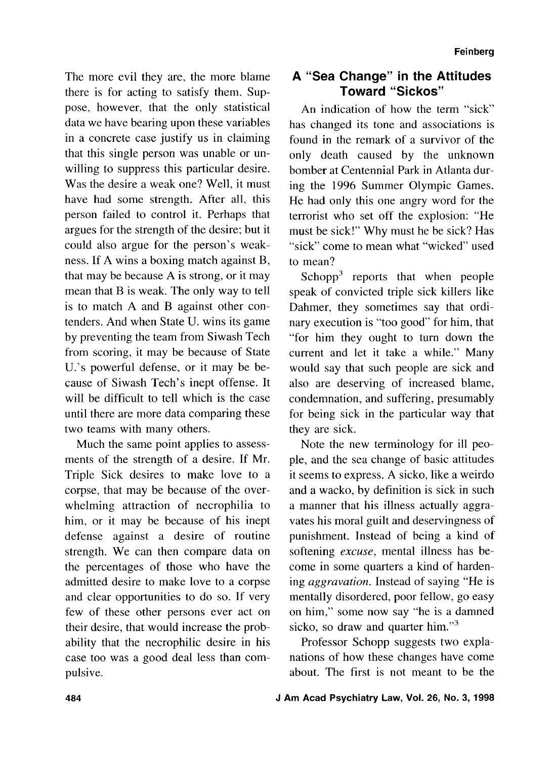The more evil they are, the more blame there is for acting to satisfy them. Suppose, however, that the only statistical data we have bearing upon these variables in a concrete case justify us in claiming that this single person was unable or unwilling to suppress this particular desire. Was the desire a weak one? Well, it must have had some strength. After all, this person failed to control it. Perhaps that argues for the strength of the desire; but it could also argue for the person's weakness. If A wins a boxing match against B, that may be because A is strong, or it may mean that B is weak. The only way to tell is to match A and B against other contenders. And when State U. wins its game by preventing the team from Siwash Tech from scoring, it may be because of State U.'s powerful defense, or it may be because of Siwash Tech's inept offense. It will be difficult to tell which is the case until there are more data comparing these two teams with many others.

Much the same point applies to assessments of the strength of a desire. If Mr. Triple Sick desires to make love to a corpse, that may be because of the overwhelming attraction of necrophilia to him, or it may be because of his inept defense against a desire of routine strength. We can then compare data on the percentages of those who have the admitted desire to make love to a corpse and clear opportunities to do so. If very few of these other persons ever act on their desire, that would increase the probability that the necrophilic desire in his case too was a good deal less than compulsive.

## A "Sea Change" in the Attitudes Toward "Sickos"

An indication of how the term "sick" has changed its tone and associations is found in the remark of a survivor of the only death caused by the unknown bomber at Centennial Park in Atlanta during the 1996 Summer Olympic Games. He had only this one angry word for the terrorist who set off the explosion: "He must be sick!" Why must he be sick? Has "sick" come to mean what "wicked" used to mean?

Schopp[3] reports that when people speak of convicted triple sick killers like Dahmer, they sometimes say that ordinary execution is "too good" for him, that "for him they ought to turn down the current and let it take a while." Many would say that such people are sick and also are deserving of increased blame, condemnation, and suffering, presumably for being sick in the particular way that they are sick.

Note the new terminology for ill people, and the sea change of basic attitudes it seems to express. A sicko, like a weirdo and a wacko, by definition is sick in such a manner that his illness actually aggravates his moral guilt and deservingness of punishment. Instead of being a kind of softening *excuse*, mental illness has become in some quarters a kind of hardening *aggravation*. Instead of saying "He is mentally disordered, poor fellow, go easy on him," some now say "he is a damned sicko, so draw and quarter him."[3]

Professor Schopp suggests two explanations of how these changes have come about. The first is not meant to be the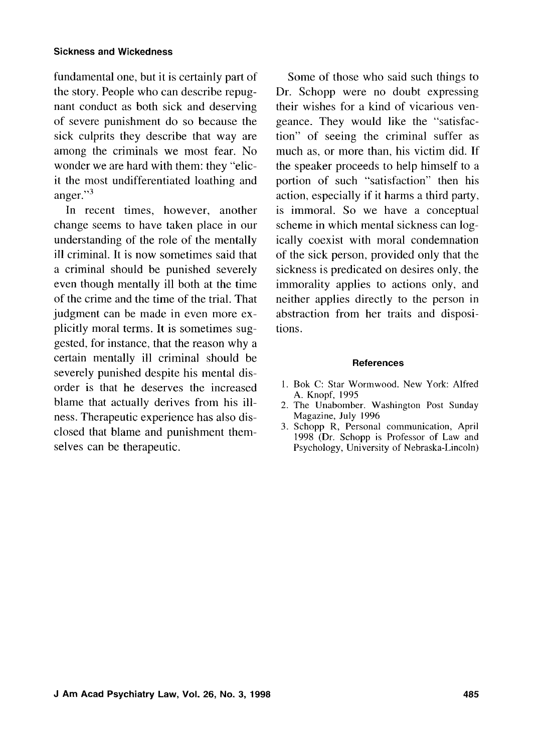fundamental one, but it is certainly part of the story. People who can describe repugnant conduct as both sick and deserving of severe punishment do so because the sick culprits they describe that way are among the criminals we most fear. No wonder we are hard with them: they "elicit the most undifferentiated loathing and anger."[3]

In recent times, however, another change seems to have taken place in our understanding of the role of the mentally ill criminal. It is now sometimes said that a criminal should be punished severely even though mentally ill both at the time of the crime and the time of the trial. That judgment can be made in even more explicitly moral terms. It is sometimes suggested, for instance, that the reason why a certain mentally ill criminal should be severely punished despite his mental disorder is that he deserves the increased blame that actually derives from his illness. Therapeutic experience has also disclosed that blame and punishment themselves can be therapeutic.

Some of those who said such things to Dr. Schopp were no doubt expressing their wishes for a kind of vicarious vengeance. They would like the "satisfaction" of seeing the criminal suffer as much as, or more than, his victim did. If the speaker proceeds to help himself to a portion of such "satisfaction" then his action, especially if it harms a third party, is immoral. So we have a conceptual scheme in which mental sickness can logically coexist with moral condemnation of the sick person, provided only that the sickness is predicated on desires only, the immorality applies to actions only, and neither applies directly to the person in abstraction from her traits and dispositions.

### References

1. Bok C: Star Wormwood. New York: Alfred A. Knopf, 1995
2. The Unabomber. Washington Post Sunday Magazine, July 1996
3. Schopp R, Personal communication, April 1998 (Dr. Schopp is Professor of Law and Psychology, University of Nebraska-Lincoln)